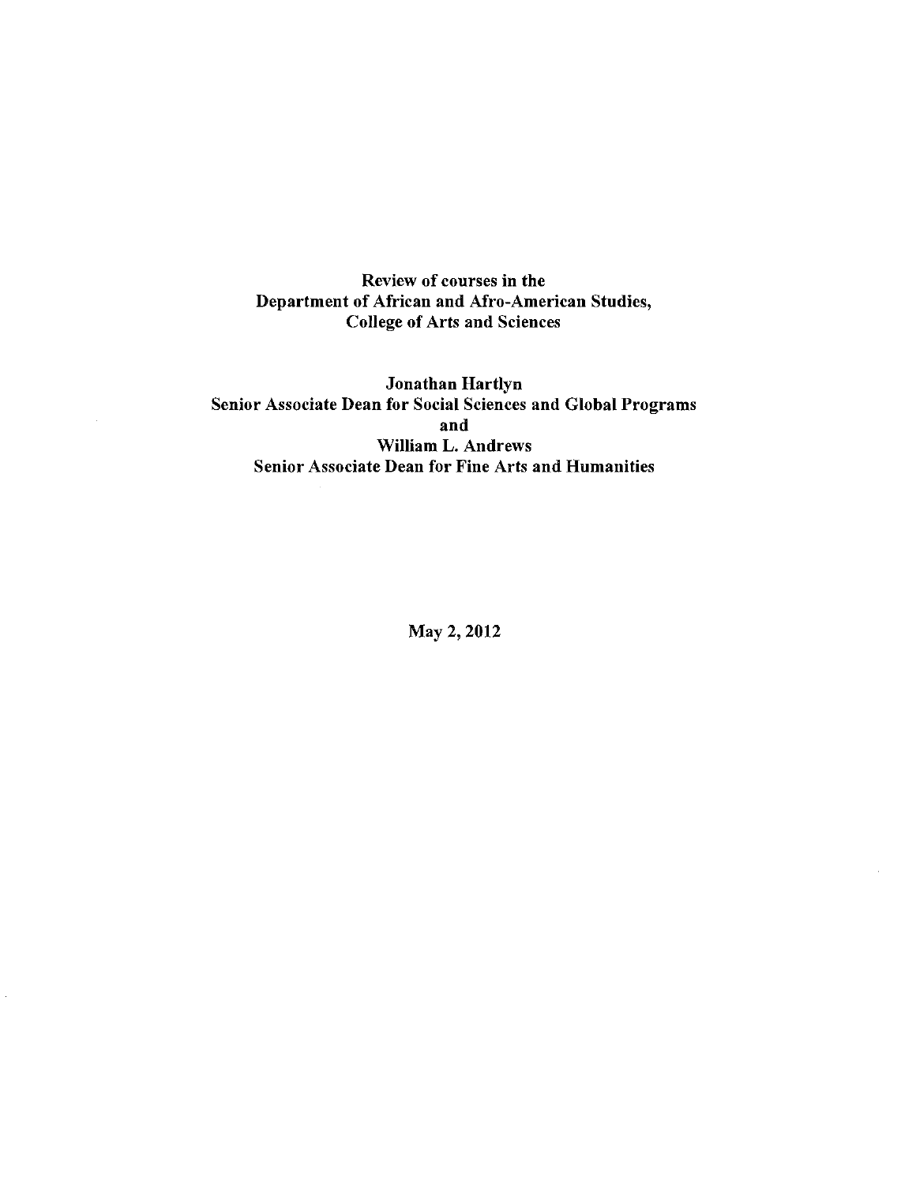# Review of courses in the Department of African and Afro-American Studies, College of Arts and Sciences

**Jonathan Hartlyn**
**Senior Associate Dean for Social Sciences and Global Programs**
**and**
**William L. Andrews**
**Senior Associate Dean for Fine Arts and Humanities**

**May 2, 2012**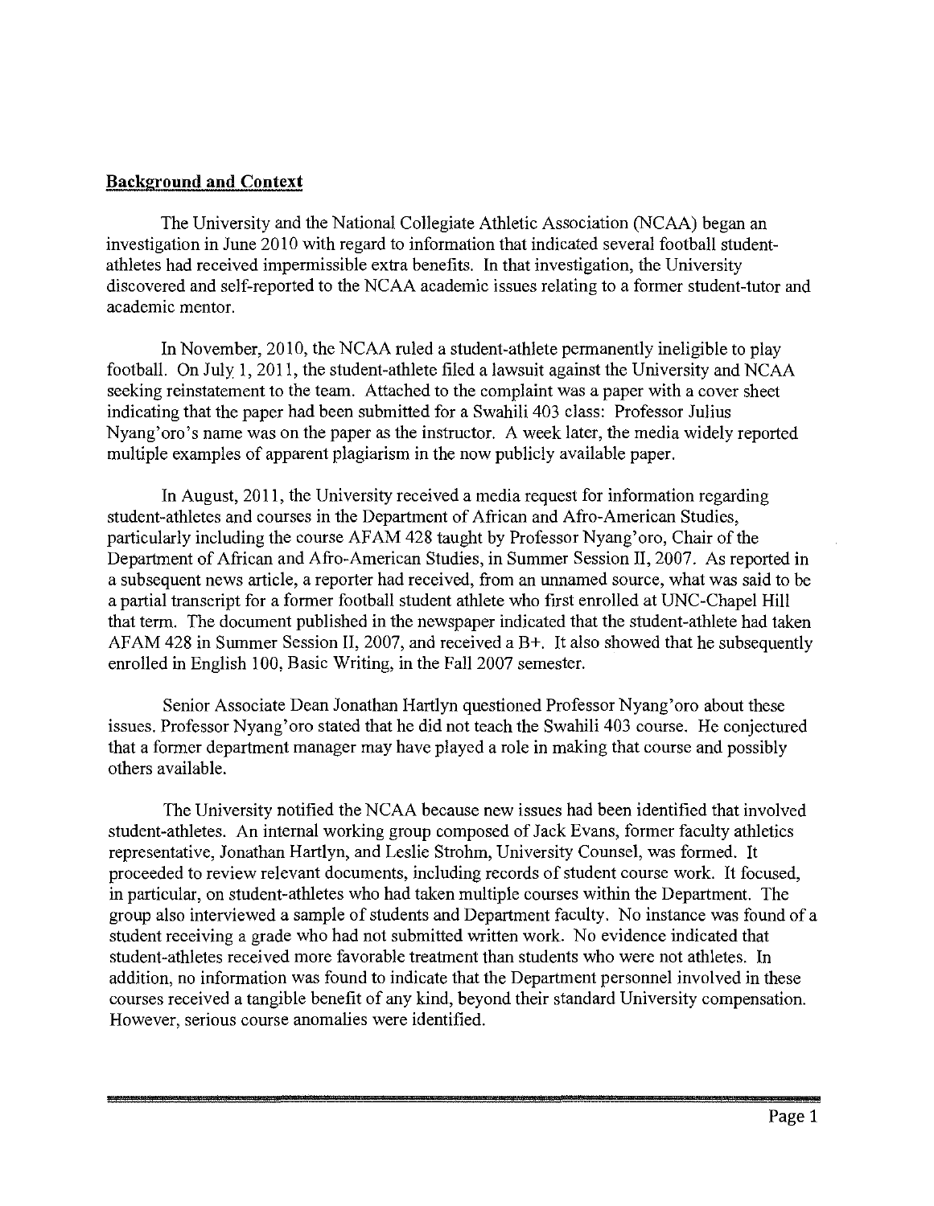## Background and Context

The University and the National Collegiate Athletic Association (NCAA) began an investigation in June 2010 with regard to information that indicated several football student-athletes had received impermissible extra benefits. In that investigation, the University discovered and self-reported to the NCAA academic issues relating to a former student-tutor and academic mentor.

In November, 2010, the NCAA ruled a student-athlete permanently ineligible to play football. On July 1, 2011, the student-athlete filed a lawsuit against the University and NCAA seeking reinstatement to the team. Attached to the complaint was a paper with a cover sheet indicating that the paper had been submitted for a Swahili 403 class: Professor Julius Nyang'oro's name was on the paper as the instructor. A week later, the media widely reported multiple examples of apparent plagiarism in the now publicly available paper.

In August, 2011, the University received a media request for information regarding student-athletes and courses in the Department of African and Afro-American Studies, particularly including the course AFAM 428 taught by Professor Nyang'oro, Chair of the Department of African and Afro-American Studies, in Summer Session II, 2007. As reported in a subsequent news article, a reporter had received, from an unnamed source, what was said to be a partial transcript for a former football student athlete who first enrolled at UNC-Chapel Hill that term. The document published in the newspaper indicated that the student-athlete had taken AFAM 428 in Summer Session II, 2007, and received a B+. It also showed that he subsequently enrolled in English 100, Basic Writing, in the Fall 2007 semester.

Senior Associate Dean Jonathan Hartlyn questioned Professor Nyang'oro about these issues. Professor Nyang'oro stated that he did not teach the Swahili 403 course. He conjectured that a former department manager may have played a role in making that course and possibly others available.

The University notified the NCAA because new issues had been identified that involved student-athletes. An internal working group composed of Jack Evans, former faculty athletics representative, Jonathan Hartlyn, and Leslie Strohm, University Counsel, was formed. It proceeded to review relevant documents, including records of student course work. It focused, in particular, on student-athletes who had taken multiple courses within the Department. The group also interviewed a sample of students and Department faculty. No instance was found of a student receiving a grade who had not submitted written work. No evidence indicated that student-athletes received more favorable treatment than students who were not athletes. In addition, no information was found to indicate that the Department personnel involved in these courses received a tangible benefit of any kind, beyond their standard University compensation. However, serious course anomalies were identified.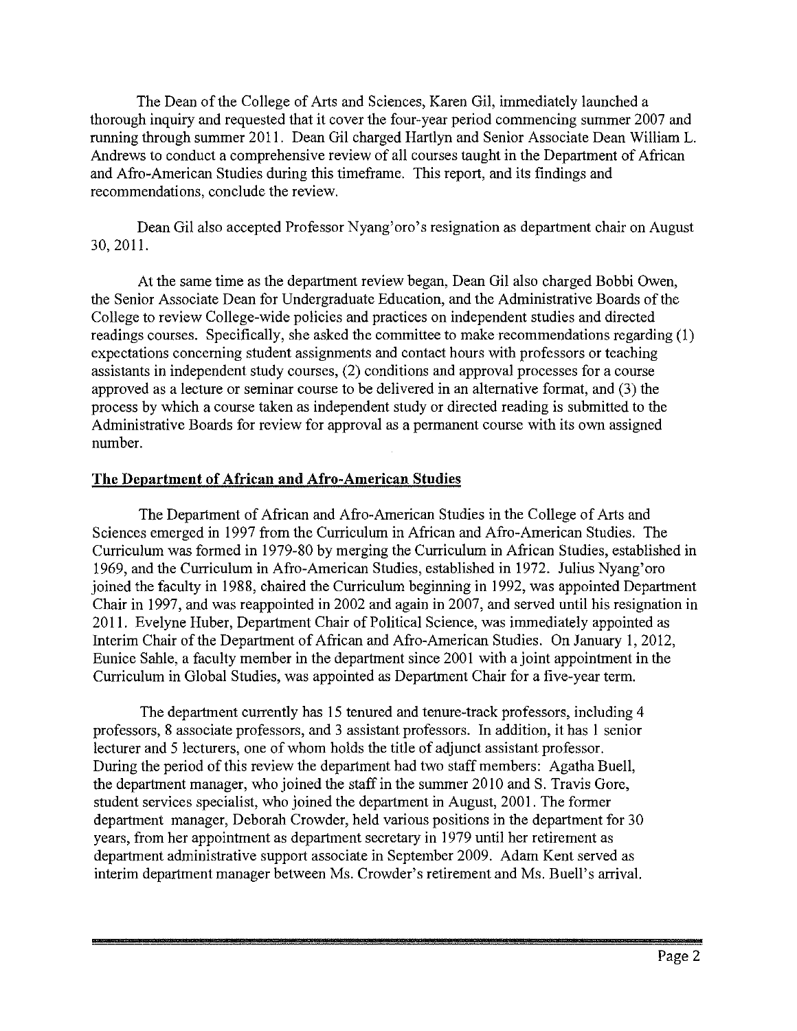The Dean of the College of Arts and Sciences, Karen Gil, immediately launched a thorough inquiry and requested that it cover the four-year period commencing summer 2007 and running through summer 2011. Dean Gil charged Hartlyn and Senior Associate Dean William L. Andrews to conduct a comprehensive review of all courses taught in the Department of African and Afro-American Studies during this timeframe. This report, and its findings and recommendations, conclude the review.

Dean Gil also accepted Professor Nyang'oro's resignation as department chair on August 30, 2011.

At the same time as the department review began, Dean Gil also charged Bobbi Owen, the Senior Associate Dean for Undergraduate Education, and the Administrative Boards of the College to review College-wide policies and practices on independent studies and directed readings courses. Specifically, she asked the committee to make recommendations regarding (1) expectations concerning student assignments and contact hours with professors or teaching assistants in independent study courses, (2) conditions and approval processes for a course approved as a lecture or seminar course to be delivered in an alternative format, and (3) the process by which a course taken as independent study or directed reading is submitted to the Administrative Boards for review for approval as a permanent course with its own assigned number.

## The Department of African and Afro-American Studies

The Department of African and Afro-American Studies in the College of Arts and Sciences emerged in 1997 from the Curriculum in African and Afro-American Studies. The Curriculum was formed in 1979-80 by merging the Curriculum in African Studies, established in 1969, and the Curriculum in Afro-American Studies, established in 1972. Julius Nyang'oro joined the faculty in 1988, chaired the Curriculum beginning in 1992, was appointed Department Chair in 1997, and was reappointed in 2002 and again in 2007, and served until his resignation in 2011. Evelyne Huber, Department Chair of Political Science, was immediately appointed as Interim Chair of the Department of African and Afro-American Studies. On January 1, 2012, Eunice Sahle, a faculty member in the department since 2001 with a joint appointment in the Curriculum in Global Studies, was appointed as Department Chair for a five-year term.

The department currently has 15 tenured and tenure-track professors, including 4 professors, 8 associate professors, and 3 assistant professors. In addition, it has 1 senior lecturer and 5 lecturers, one of whom holds the title of adjunct assistant professor. During the period of this review the department had two staff members: Agatha Buell, the department manager, who joined the staff in the summer 2010 and S. Travis Gore, student services specialist, who joined the department in August, 2001. The former department manager, Deborah Crowder, held various positions in the department for 30 years, from her appointment as department secretary in 1979 until her retirement as department administrative support associate in September 2009. Adam Kent served as interim department manager between Ms. Crowder's retirement and Ms. Buell's arrival.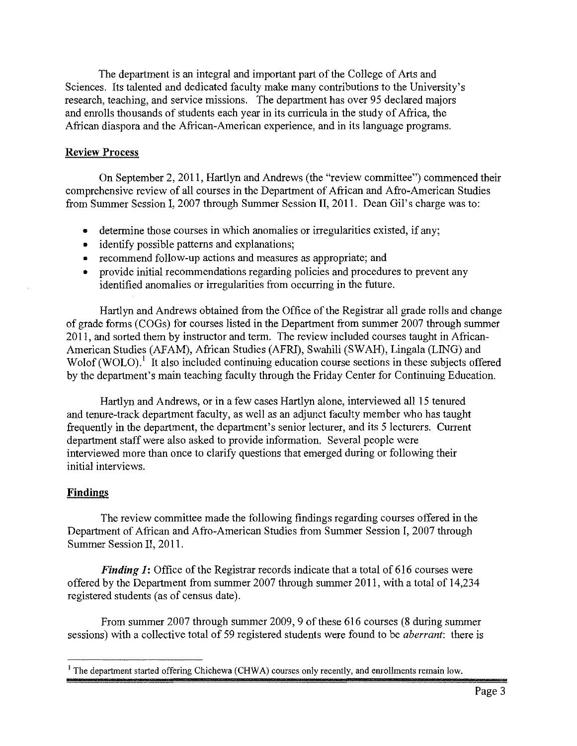The department is an integral and important part of the College of Arts and Sciences. Its talented and dedicated faculty make many contributions to the University's research, teaching, and service missions. The department has over 95 declared majors and enrolls thousands of students each year in its curricula in the study of Africa, the African diaspora and the African-American experience, and in its language programs.

## Review Process

On September 2, 2011, Hartlyn and Andrews (the "review committee") commenced their comprehensive review of all courses in the Department of African and Afro-American Studies from Summer Session I, 2007 through Summer Session II, 2011. Dean Gil's charge was to:

- determine those courses in which anomalies or irregularities existed, if any;
- identify possible patterns and explanations;
- recommend follow-up actions and measures as appropriate; and
- provide initial recommendations regarding policies and procedures to prevent any identified anomalies or irregularities from occurring in the future.

Hartlyn and Andrews obtained from the Office of the Registrar all grade rolls and change of grade forms (COGs) for courses listed in the Department from summer 2007 through summer 2011, and sorted them by instructor and term. The review included courses taught in African-American Studies (AFAM), African Studies (AFRI), Swahili (SWAH), Lingala (LING) and Wolof (WOLO).[1] It also included continuing education course sections in these subjects offered by the department's main teaching faculty through the Friday Center for Continuing Education.

Hartlyn and Andrews, or in a few cases Hartlyn alone, interviewed all 15 tenured and tenure-track department faculty, as well as an adjunct faculty member who has taught frequently in the department, the department's senior lecturer, and its 5 lecturers. Current department staff were also asked to provide information. Several people were interviewed more than once to clarify questions that emerged during or following their initial interviews.

## Findings

The review committee made the following findings regarding courses offered in the Department of African and Afro-American Studies from Summer Session I, 2007 through Summer Session II, 2011.

***Finding 1*:** Office of the Registrar records indicate that a total of 616 courses were offered by the Department from summer 2007 through summer 2011, with a total of 14,234 registered students (as of census date).

From summer 2007 through summer 2009, 9 of these 616 courses (8 during summer sessions) with a collective total of 59 registered students were found to be *aberrant*: there is

---

[1] The department started offering Chichewa (CHWA) courses only recently, and enrollments remain low.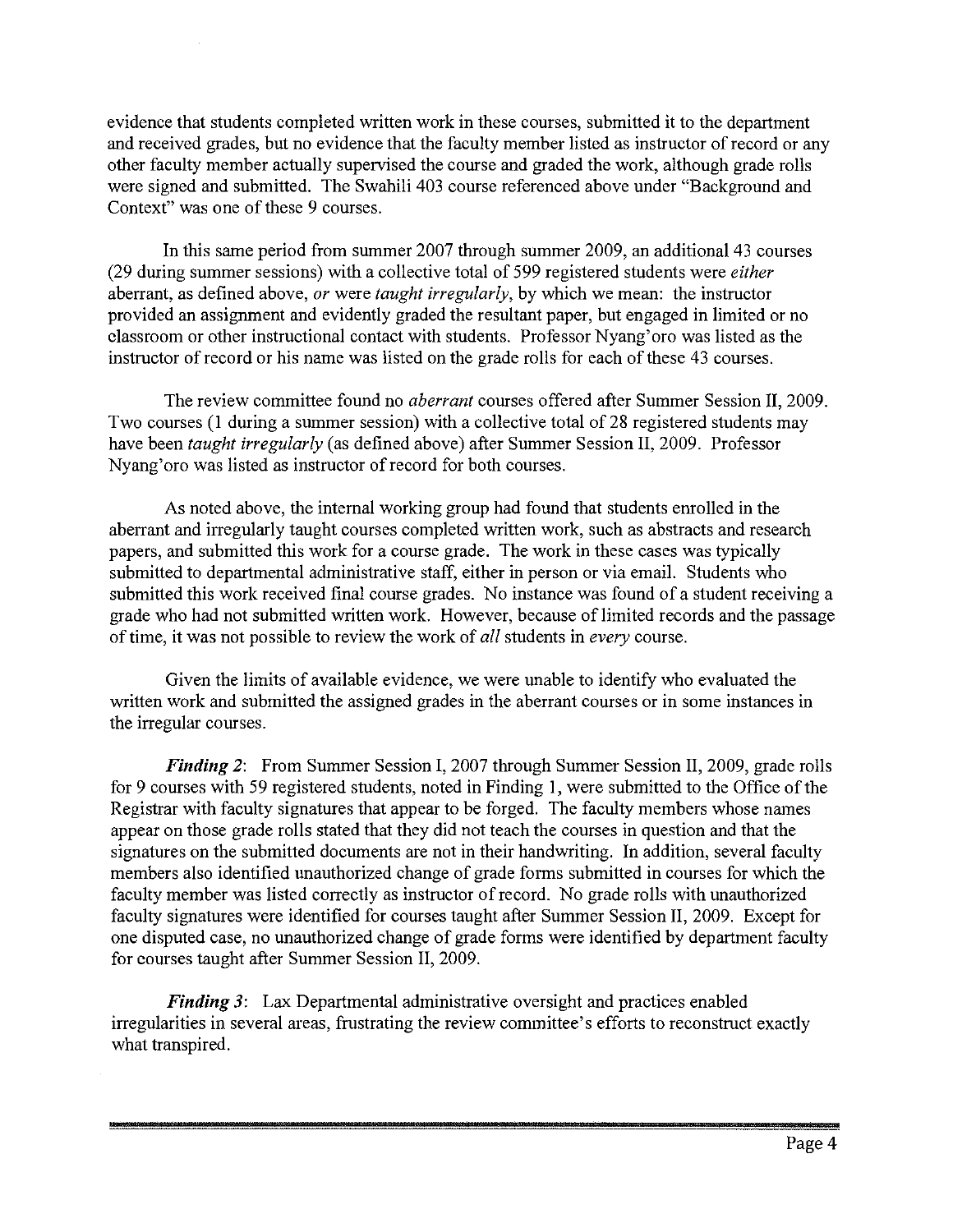evidence that students completed written work in these courses, submitted it to the department and received grades, but no evidence that the faculty member listed as instructor of record or any other faculty member actually supervised the course and graded the work, although grade rolls were signed and submitted. The Swahili 403 course referenced above under "Background and Context" was one of these 9 courses.

In this same period from summer 2007 through summer 2009, an additional 43 courses (29 during summer sessions) with a collective total of 599 registered students were *either* aberrant, as defined above, *or* were *taught irregularly*, by which we mean: the instructor provided an assignment and evidently graded the resultant paper, but engaged in limited or no classroom or other instructional contact with students. Professor Nyang'oro was listed as the instructor of record or his name was listed on the grade rolls for each of these 43 courses.

The review committee found no *aberrant* courses offered after Summer Session II, 2009. Two courses (1 during a summer session) with a collective total of 28 registered students may have been *taught irregularly* (as defined above) after Summer Session II, 2009. Professor Nyang'oro was listed as instructor of record for both courses.

As noted above, the internal working group had found that students enrolled in the aberrant and irregularly taught courses completed written work, such as abstracts and research papers, and submitted this work for a course grade. The work in these cases was typically submitted to departmental administrative staff, either in person or via email. Students who submitted this work received final course grades. No instance was found of a student receiving a grade who had not submitted written work. However, because of limited records and the passage of time, it was not possible to review the work of *all* students in *every* course.

Given the limits of available evidence, we were unable to identify who evaluated the written work and submitted the assigned grades in the aberrant courses or in some instances in the irregular courses.

***Finding 2***: From Summer Session I, 2007 through Summer Session II, 2009, grade rolls for 9 courses with 59 registered students, noted in Finding 1, were submitted to the Office of the Registrar with faculty signatures that appear to be forged. The faculty members whose names appear on those grade rolls stated that they did not teach the courses in question and that the signatures on the submitted documents are not in their handwriting. In addition, several faculty members also identified unauthorized change of grade forms submitted in courses for which the faculty member was listed correctly as instructor of record. No grade rolls with unauthorized faculty signatures were identified for courses taught after Summer Session II, 2009. Except for one disputed case, no unauthorized change of grade forms were identified by department faculty for courses taught after Summer Session II, 2009.

***Finding 3***: Lax Departmental administrative oversight and practices enabled irregularities in several areas, frustrating the review committee's efforts to reconstruct exactly what transpired.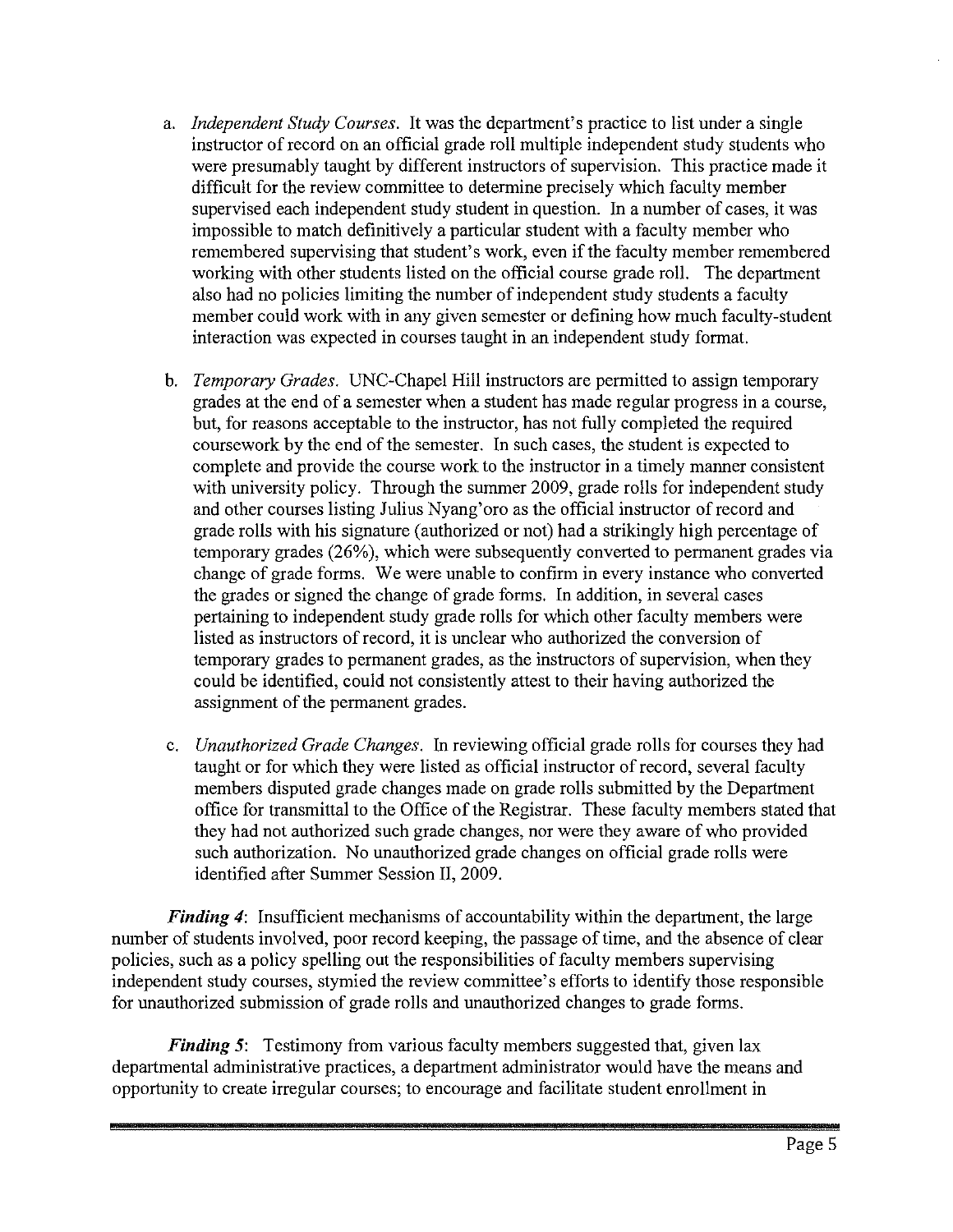a. *Independent Study Courses.* It was the department's practice to list under a single instructor of record on an official grade roll multiple independent study students who were presumably taught by different instructors of supervision. This practice made it difficult for the review committee to determine precisely which faculty member supervised each independent study student in question. In a number of cases, it was impossible to match definitively a particular student with a faculty member who remembered supervising that student's work, even if the faculty member remembered working with other students listed on the official course grade roll. The department also had no policies limiting the number of independent study students a faculty member could work with in any given semester or defining how much faculty-student interaction was expected in courses taught in an independent study format.

b. *Temporary Grades.* UNC-Chapel Hill instructors are permitted to assign temporary grades at the end of a semester when a student has made regular progress in a course, but, for reasons acceptable to the instructor, has not fully completed the required coursework by the end of the semester. In such cases, the student is expected to complete and provide the course work to the instructor in a timely manner consistent with university policy. Through the summer 2009, grade rolls for independent study and other courses listing Julius Nyang'oro as the official instructor of record and grade rolls with his signature (authorized or not) had a strikingly high percentage of temporary grades (26%), which were subsequently converted to permanent grades via change of grade forms. We were unable to confirm in every instance who converted the grades or signed the change of grade forms. In addition, in several cases pertaining to independent study grade rolls for which other faculty members were listed as instructors of record, it is unclear who authorized the conversion of temporary grades to permanent grades, as the instructors of supervision, when they could be identified, could not consistently attest to their having authorized the assignment of the permanent grades.

c. *Unauthorized Grade Changes.* In reviewing official grade rolls for courses they had taught or for which they were listed as official instructor of record, several faculty members disputed grade changes made on grade rolls submitted by the Department office for transmittal to the Office of the Registrar. These faculty members stated that they had not authorized such grade changes, nor were they aware of who provided such authorization. No unauthorized grade changes on official grade rolls were identified after Summer Session II, 2009.

***Finding 4***: Insufficient mechanisms of accountability within the department, the large number of students involved, poor record keeping, the passage of time, and the absence of clear policies, such as a policy spelling out the responsibilities of faculty members supervising independent study courses, stymied the review committee's efforts to identify those responsible for unauthorized submission of grade rolls and unauthorized changes to grade forms.

***Finding 5***: Testimony from various faculty members suggested that, given lax departmental administrative practices, a department administrator would have the means and opportunity to create irregular courses; to encourage and facilitate student enrollment in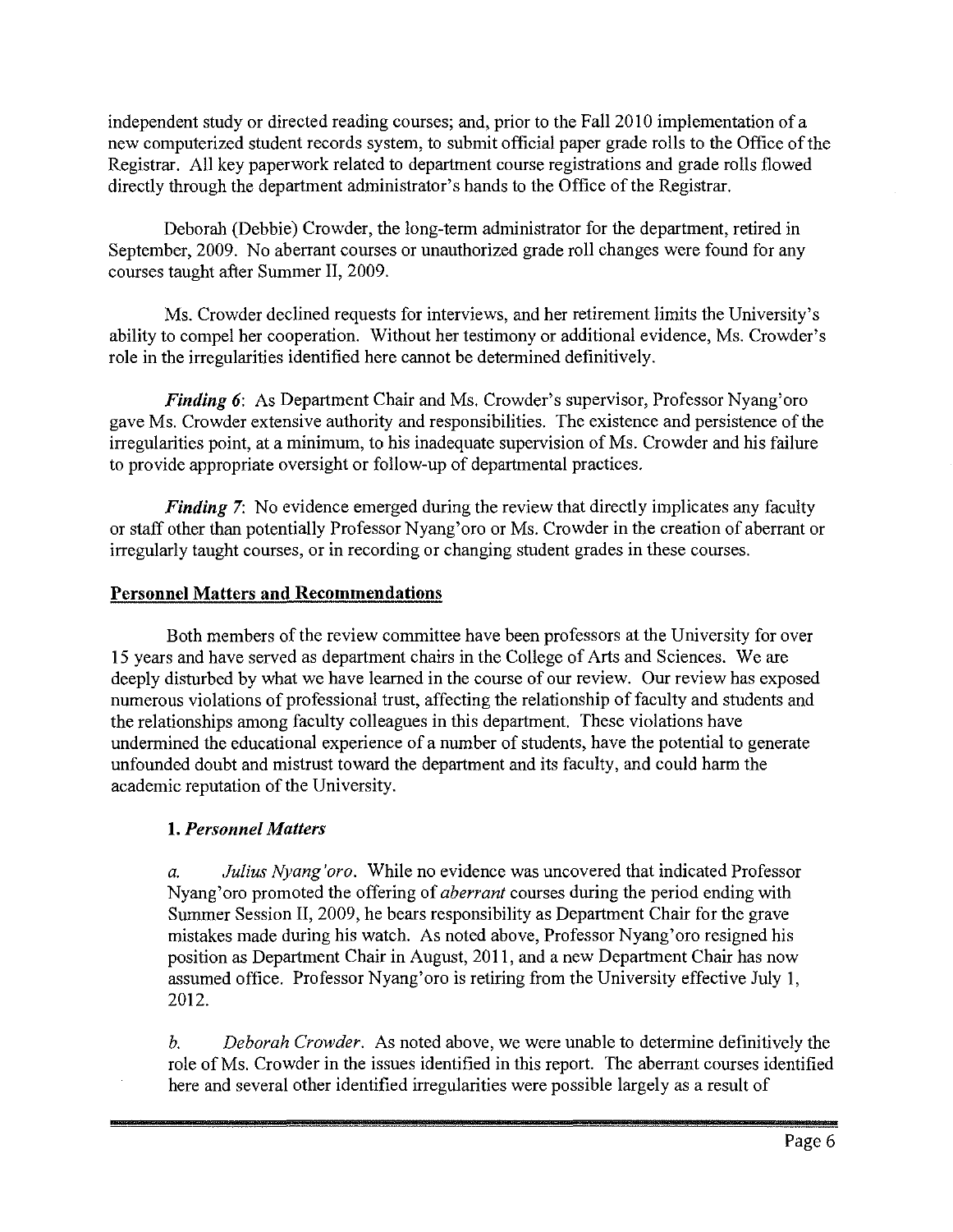independent study or directed reading courses; and, prior to the Fall 2010 implementation of a new computerized student records system, to submit official paper grade rolls to the Office of the Registrar. All key paperwork related to department course registrations and grade rolls flowed directly through the department administrator's hands to the Office of the Registrar.

Deborah (Debbie) Crowder, the long-term administrator for the department, retired in September, 2009. No aberrant courses or unauthorized grade roll changes were found for any courses taught after Summer II, 2009.

Ms. Crowder declined requests for interviews, and her retirement limits the University's ability to compel her cooperation. Without her testimony or additional evidence, Ms. Crowder's role in the irregularities identified here cannot be determined definitively.

***Finding 6***: As Department Chair and Ms. Crowder's supervisor, Professor Nyang'oro gave Ms. Crowder extensive authority and responsibilities. The existence and persistence of the irregularities point, at a minimum, to his inadequate supervision of Ms. Crowder and his failure to provide appropriate oversight or follow-up of departmental practices.

***Finding 7***: No evidence emerged during the review that directly implicates any faculty or staff other than potentially Professor Nyang'oro or Ms. Crowder in the creation of aberrant or irregularly taught courses, or in recording or changing student grades in these courses.

## Personnel Matters and Recommendations

Both members of the review committee have been professors at the University for over 15 years and have served as department chairs in the College of Arts and Sciences. We are deeply disturbed by what we have learned in the course of our review. Our review has exposed numerous violations of professional trust, affecting the relationship of faculty and students and the relationships among faculty colleagues in this department. These violations have undermined the educational experience of a number of students, have the potential to generate unfounded doubt and mistrust toward the department and its faculty, and could harm the academic reputation of the University.

### 1. *Personnel Matters*

*a.* *Julius Nyang'oro*. While no evidence was uncovered that indicated Professor Nyang'oro promoted the offering of *aberrant* courses during the period ending with Summer Session II, 2009, he bears responsibility as Department Chair for the grave mistakes made during his watch. As noted above, Professor Nyang'oro resigned his position as Department Chair in August, 2011, and a new Department Chair has now assumed office. Professor Nyang'oro is retiring from the University effective July 1, 2012.

*b.* *Deborah Crowder*. As noted above, we were unable to determine definitively the role of Ms. Crowder in the issues identified in this report. The aberrant courses identified here and several other identified irregularities were possible largely as a result of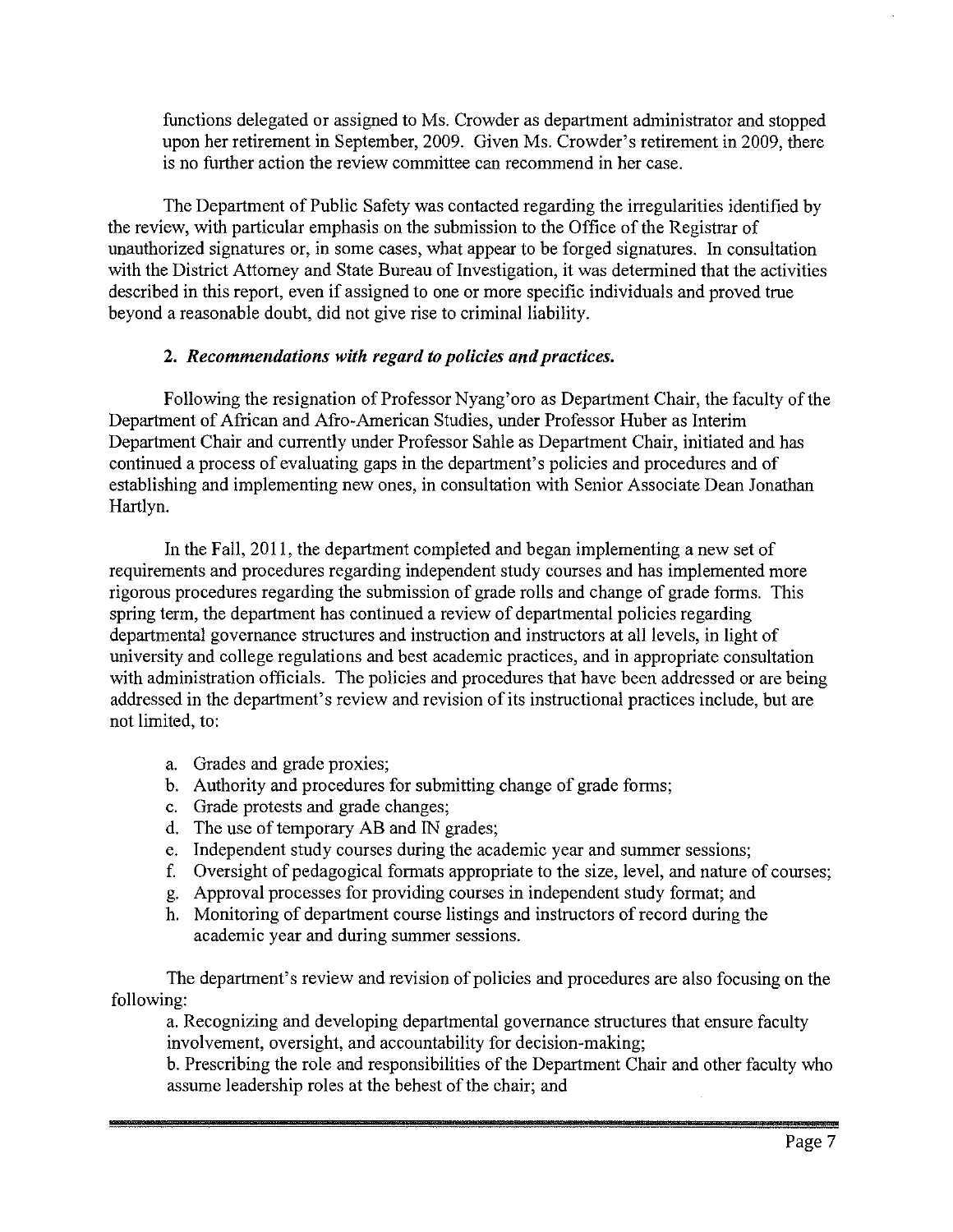functions delegated or assigned to Ms. Crowder as department administrator and stopped upon her retirement in September, 2009. Given Ms. Crowder's retirement in 2009, there is no further action the review committee can recommend in her case.

The Department of Public Safety was contacted regarding the irregularities identified by the review, with particular emphasis on the submission to the Office of the Registrar of unauthorized signatures or, in some cases, what appear to be forged signatures. In consultation with the District Attorney and State Bureau of Investigation, it was determined that the activities described in this report, even if assigned to one or more specific individuals and proved true beyond a reasonable doubt, did not give rise to criminal liability.

### 2. *Recommendations with regard to policies and practices.*

Following the resignation of Professor Nyang'oro as Department Chair, the faculty of the Department of African and Afro-American Studies, under Professor Huber as Interim Department Chair and currently under Professor Sahle as Department Chair, initiated and has continued a process of evaluating gaps in the department's policies and procedures and of establishing and implementing new ones, in consultation with Senior Associate Dean Jonathan Hartlyn.

In the Fall, 2011, the department completed and began implementing a new set of requirements and procedures regarding independent study courses and has implemented more rigorous procedures regarding the submission of grade rolls and change of grade forms. This spring term, the department has continued a review of departmental policies regarding departmental governance structures and instruction and instructors at all levels, in light of university and college regulations and best academic practices, and in appropriate consultation with administration officials. The policies and procedures that have been addressed or are being addressed in the department's review and revision of its instructional practices include, but are not limited, to:

a. Grades and grade proxies;
b. Authority and procedures for submitting change of grade forms;
c. Grade protests and grade changes;
d. The use of temporary AB and IN grades;
e. Independent study courses during the academic year and summer sessions;
f. Oversight of pedagogical formats appropriate to the size, level, and nature of courses;
g. Approval processes for providing courses in independent study format; and
h. Monitoring of department course listings and instructors of record during the academic year and during summer sessions.

The department's review and revision of policies and procedures are also focusing on the following:

a. Recognizing and developing departmental governance structures that ensure faculty involvement, oversight, and accountability for decision-making;
b. Prescribing the role and responsibilities of the Department Chair and other faculty who assume leadership roles at the behest of the chair; and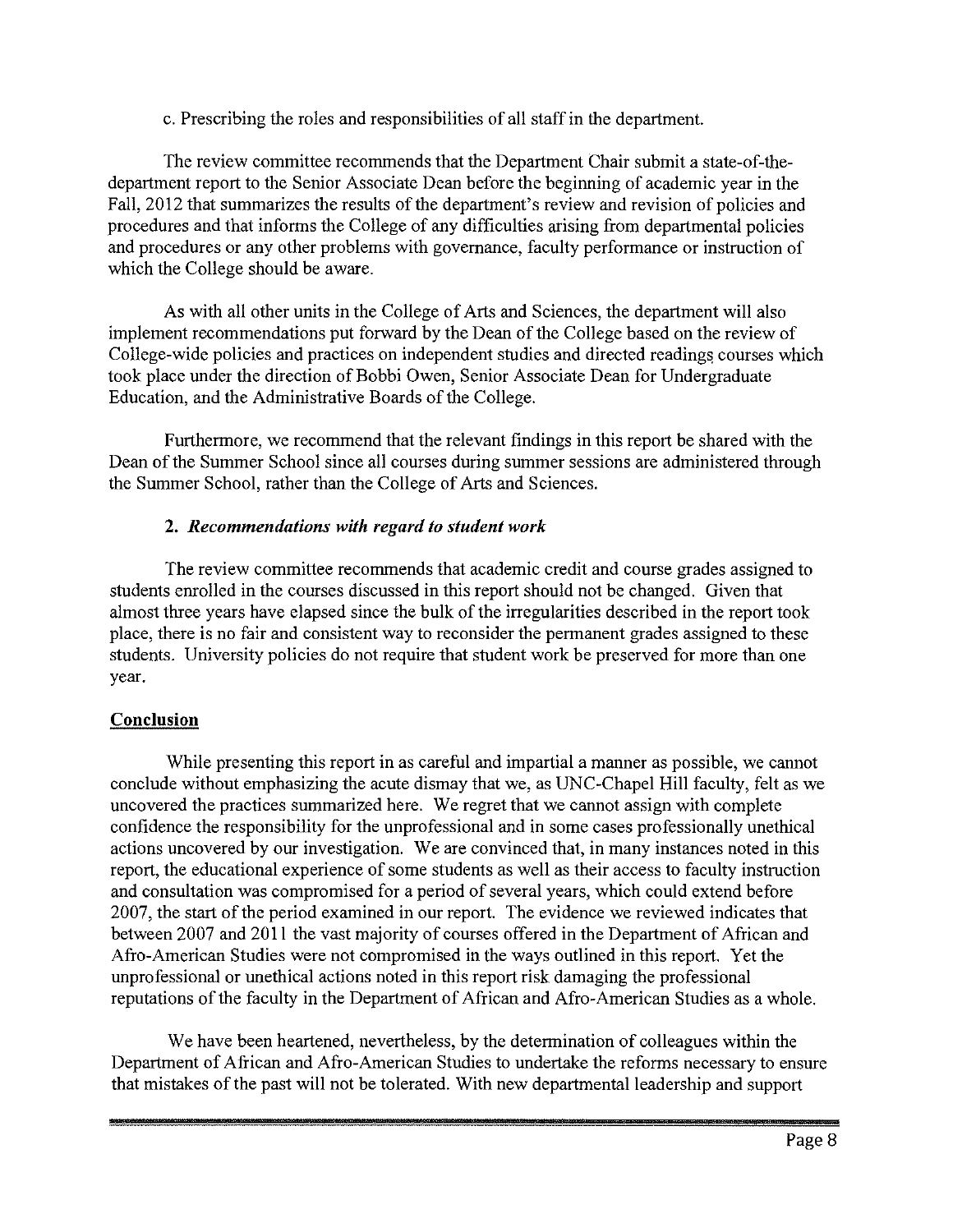c. Prescribing the roles and responsibilities of all staff in the department.

The review committee recommends that the Department Chair submit a state-of-the-department report to the Senior Associate Dean before the beginning of academic year in the Fall, 2012 that summarizes the results of the department's review and revision of policies and procedures and that informs the College of any difficulties arising from departmental policies and procedures or any other problems with governance, faculty performance or instruction of which the College should be aware.

As with all other units in the College of Arts and Sciences, the department will also implement recommendations put forward by the Dean of the College based on the review of College-wide policies and practices on independent studies and directed readings courses which took place under the direction of Bobbi Owen, Senior Associate Dean for Undergraduate Education, and the Administrative Boards of the College.

Furthermore, we recommend that the relevant findings in this report be shared with the Dean of the Summer School since all courses during summer sessions are administered through the Summer School, rather than the College of Arts and Sciences.

### 2. *Recommendations with regard to student work*

The review committee recommends that academic credit and course grades assigned to students enrolled in the courses discussed in this report should not be changed. Given that almost three years have elapsed since the bulk of the irregularities described in the report took place, there is no fair and consistent way to reconsider the permanent grades assigned to these students. University policies do not require that student work be preserved for more than one year.

## Conclusion

While presenting this report in as careful and impartial a manner as possible, we cannot conclude without emphasizing the acute dismay that we, as UNC-Chapel Hill faculty, felt as we uncovered the practices summarized here. We regret that we cannot assign with complete confidence the responsibility for the unprofessional and in some cases professionally unethical actions uncovered by our investigation. We are convinced that, in many instances noted in this report, the educational experience of some students as well as their access to faculty instruction and consultation was compromised for a period of several years, which could extend before 2007, the start of the period examined in our report. The evidence we reviewed indicates that between 2007 and 2011 the vast majority of courses offered in the Department of African and Afro-American Studies were not compromised in the ways outlined in this report. Yet the unprofessional or unethical actions noted in this report risk damaging the professional reputations of the faculty in the Department of African and Afro-American Studies as a whole.

We have been heartened, nevertheless, by the determination of colleagues within the Department of African and Afro-American Studies to undertake the reforms necessary to ensure that mistakes of the past will not be tolerated. With new departmental leadership and support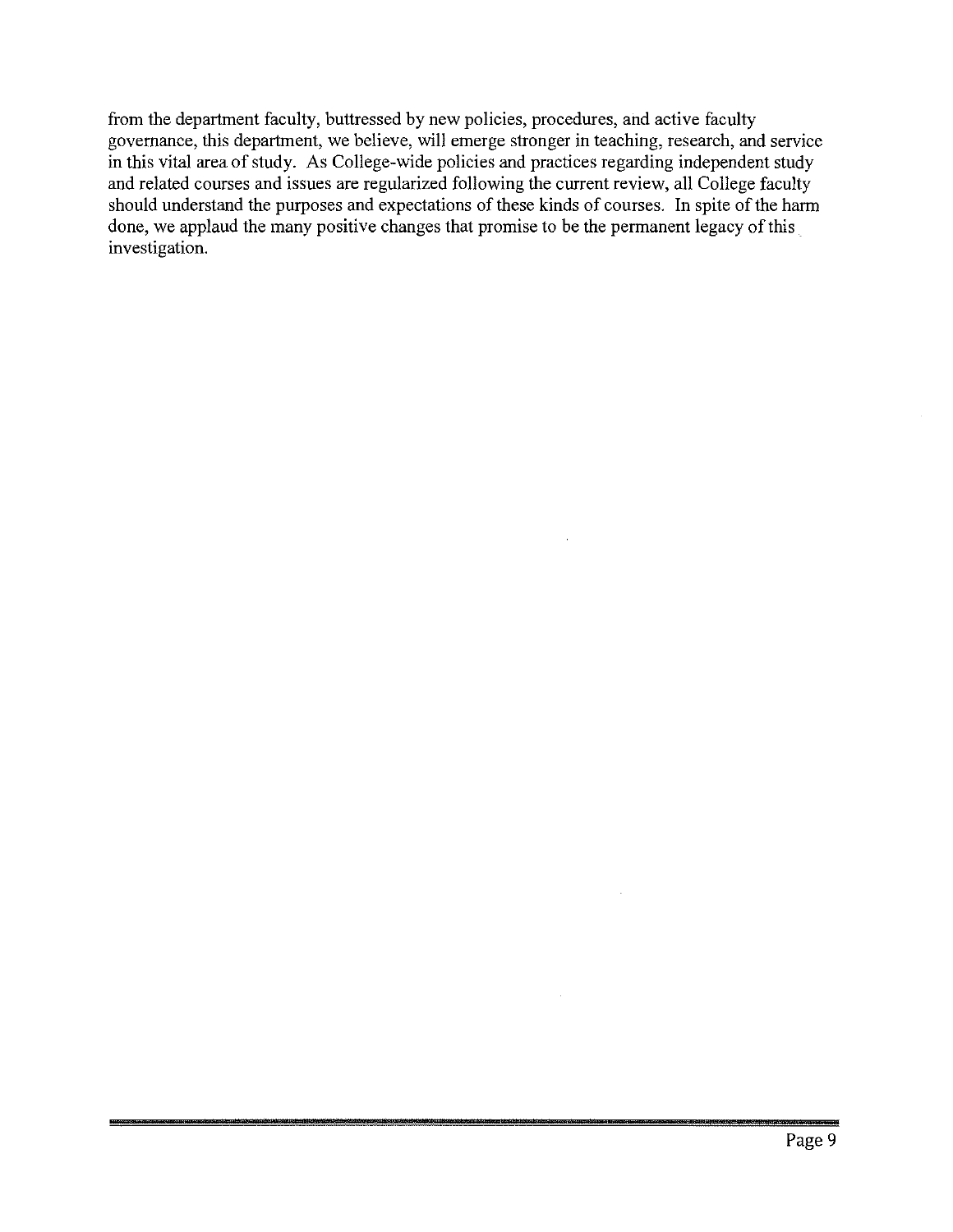from the department faculty, buttressed by new policies, procedures, and active faculty governance, this department, we believe, will emerge stronger in teaching, research, and service in this vital area of study. As College-wide policies and practices regarding independent study and related courses and issues are regularized following the current review, all College faculty should understand the purposes and expectations of these kinds of courses. In spite of the harm done, we applaud the many positive changes that promise to be the permanent legacy of this investigation.